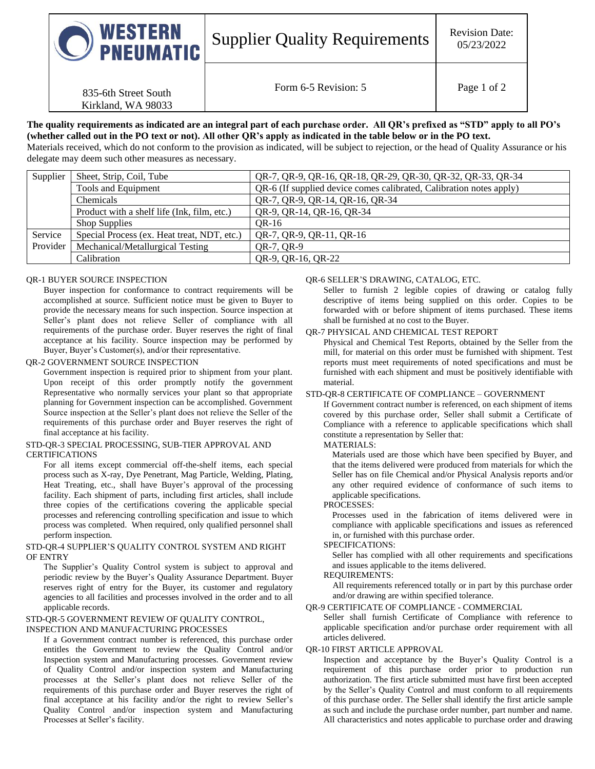# WESTERN PNEUMATIC — Supplier Quality Requirements

Revision Date: 05/23/2022

835-6th Street South
Kirkland, WA 98033

Form 6-5 Revision: 5

**The quality requirements as indicated are an integral part of each purchase order. All QR's prefixed as "STD" apply to all PO's (whether called out in the PO text or not). All other QR's apply as indicated in the table below or in the PO text.**
Materials received, which do not conform to the provision as indicated, will be subject to rejection, or the head of Quality Assurance or his delegate may deem such other measures as necessary.

| | | |
|---|---|---|
| Supplier | Sheet, Strip, Coil, Tube | QR-7, QR-9, QR-16, QR-18, QR-29, QR-30, QR-32, QR-33, QR-34 |
| | Tools and Equipment | QR-6 (If supplied device comes calibrated, Calibration notes apply) |
| | Chemicals | QR-7, QR-9, QR-14, QR-16, QR-34 |
| | Product with a shelf life (Ink, film, etc.) | QR-9, QR-14, QR-16, QR-34 |
| | Shop Supplies | QR-16 |
| Service Provider | Special Process (ex. Heat treat, NDT, etc.) | QR-7, QR-9, QR-11, QR-16 |
| | Mechanical/Metallurgical Testing | QR-7, QR-9 |
| | Calibration | QR-9, QR-16, QR-22 |

QR-1 BUYER SOURCE INSPECTION

Buyer inspection for conformance to contract requirements will be accomplished at source. Sufficient notice must be given to Buyer to provide the necessary means for such inspection. Source inspection at Seller's plant does not relieve Seller of compliance with all requirements of the purchase order. Buyer reserves the right of final acceptance at his facility. Source inspection may be performed by Buyer, Buyer's Customer(s), and/or their representative.

QR-2 GOVERNMENT SOURCE INSPECTION

Government inspection is required prior to shipment from your plant. Upon receipt of this order promptly notify the government Representative who normally services your plant so that appropriate planning for Government inspection can be accomplished. Government Source inspection at the Seller's plant does not relieve the Seller of the requirements of this purchase order and Buyer reserves the right of final acceptance at his facility.

STD-QR-3 SPECIAL PROCESSING, SUB-TIER APPROVAL AND CERTIFICATIONS

For all items except commercial off-the-shelf items, each special process such as X-ray, Dye Penetrant, Mag Particle, Welding, Plating, Heat Treating, etc., shall have Buyer's approval of the processing facility. Each shipment of parts, including first articles, shall include three copies of the certifications covering the applicable special processes and referencing controlling specification and issue to which process was completed. When required, only qualified personnel shall perform inspection.

STD-QR-4 SUPPLIER'S QUALITY CONTROL SYSTEM AND RIGHT OF ENTRY

The Supplier's Quality Control system is subject to approval and periodic review by the Buyer's Quality Assurance Department. Buyer reserves right of entry for the Buyer, its customer and regulatory agencies to all facilities and processes involved in the order and to all applicable records.

STD-QR-5 GOVERNMENT REVIEW OF QUALITY CONTROL, INSPECTION AND MANUFACTURING PROCESSES

If a Government contract number is referenced, this purchase order entitles the Government to review the Quality Control and/or Inspection system and Manufacturing processes. Government review of Quality Control and/or inspection system and Manufacturing processes at the Seller's plant does not relieve Seller of the requirements of this purchase order and Buyer reserves the right of final acceptance at his facility and/or the right to review Seller's Quality Control and/or inspection system and Manufacturing Processes at Seller's facility.

QR-6 SELLER'S DRAWING, CATALOG, ETC.

Seller to furnish 2 legible copies of drawing or catalog fully descriptive of items being supplied on this order. Copies to be forwarded with or before shipment of items purchased. These items shall be furnished at no cost to the Buyer.

QR-7 PHYSICAL AND CHEMICAL TEST REPORT

Physical and Chemical Test Reports, obtained by the Seller from the mill, for material on this order must be furnished with shipment. Test reports must meet requirements of noted specifications and must be furnished with each shipment and must be positively identifiable with material.

STD-QR-8 CERTIFICATE OF COMPLIANCE – GOVERNMENT

If Government contract number is referenced, on each shipment of items covered by this purchase order, Seller shall submit a Certificate of Compliance with a reference to applicable specifications which shall constitute a representation by Seller that:

MATERIALS:

Materials used are those which have been specified by Buyer, and that the items delivered were produced from materials for which the Seller has on file Chemical and/or Physical Analysis reports and/or any other required evidence of conformance of such items to applicable specifications.

PROCESSES:

Processes used in the fabrication of items delivered were in compliance with applicable specifications and issues as referenced in, or furnished with this purchase order.

SPECIFICATIONS:

Seller has complied with all other requirements and specifications and issues applicable to the items delivered.

REQUIREMENTS:

All requirements referenced totally or in part by this purchase order and/or drawing are within specified tolerance.

QR-9 CERTIFICATE OF COMPLIANCE - COMMERCIAL

Seller shall furnish Certificate of Compliance with reference to applicable specification and/or purchase order requirement with all articles delivered.

QR-10 FIRST ARTICLE APPROVAL

Inspection and acceptance by the Buyer's Quality Control is a requirement of this purchase order prior to production run authorization. The first article submitted must have first been accepted by the Seller's Quality Control and must conform to all requirements of this purchase order. The Seller shall identify the first article sample as such and include the purchase order number, part number and name. All characteristics and notes applicable to purchase order and drawing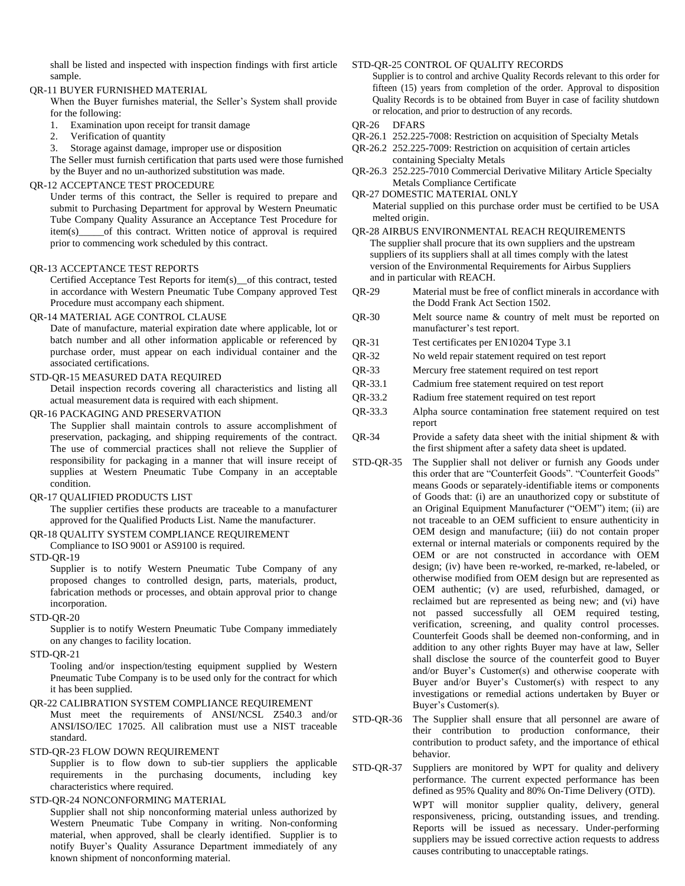shall be listed and inspected with inspection findings with first article sample.

QR-11 BUYER FURNISHED MATERIAL

When the Buyer furnishes material, the Seller's System shall provide for the following:

1. Examination upon receipt for transit damage
2. Verification of quantity
3. Storage against damage, improper use or disposition

The Seller must furnish certification that parts used were those furnished by the Buyer and no un-authorized substitution was made.

QR-12 ACCEPTANCE TEST PROCEDURE

Under terms of this contract, the Seller is required to prepare and submit to Purchasing Department for approval by Western Pneumatic Tube Company Quality Assurance an Acceptance Test Procedure for item(s)_____of this contract. Written notice of approval is required prior to commencing work scheduled by this contract.

QR-13 ACCEPTANCE TEST REPORTS

Certified Acceptance Test Reports for item(s)__of this contract, tested in accordance with Western Pneumatic Tube Company approved Test Procedure must accompany each shipment.

QR-14 MATERIAL AGE CONTROL CLAUSE

Date of manufacture, material expiration date where applicable, lot or batch number and all other information applicable or referenced by purchase order, must appear on each individual container and the associated certifications.

STD-QR-15 MEASURED DATA REQUIRED

Detail inspection records covering all characteristics and listing all actual measurement data is required with each shipment.

QR-16 PACKAGING AND PRESERVATION

The Supplier shall maintain controls to assure accomplishment of preservation, packaging, and shipping requirements of the contract. The use of commercial practices shall not relieve the Supplier of responsibility for packaging in a manner that will insure receipt of supplies at Western Pneumatic Tube Company in an acceptable condition.

QR-17 QUALIFIED PRODUCTS LIST

The supplier certifies these products are traceable to a manufacturer approved for the Qualified Products List. Name the manufacturer.

QR-18 QUALITY SYSTEM COMPLIANCE REQUIREMENT

Compliance to ISO 9001 or AS9100 is required.

STD-QR-19

Supplier is to notify Western Pneumatic Tube Company of any proposed changes to controlled design, parts, materials, product, fabrication methods or processes, and obtain approval prior to change incorporation.

STD-QR-20

Supplier is to notify Western Pneumatic Tube Company immediately on any changes to facility location.

STD-QR-21

Tooling and/or inspection/testing equipment supplied by Western Pneumatic Tube Company is to be used only for the contract for which it has been supplied.

QR-22 CALIBRATION SYSTEM COMPLIANCE REQUIREMENT

Must meet the requirements of ANSI/NCSL Z540.3 and/or ANSI/ISO/IEC 17025. All calibration must use a NIST traceable standard.

STD-QR-23 FLOW DOWN REQUIREMENT

Supplier is to flow down to sub-tier suppliers the applicable requirements in the purchasing documents, including key characteristics where required.

STD-QR-24 NONCONFORMING MATERIAL

Supplier shall not ship nonconforming material unless authorized by Western Pneumatic Tube Company in writing. Non-conforming material, when approved, shall be clearly identified. Supplier is to notify Buyer's Quality Assurance Department immediately of any known shipment of nonconforming material.

STD-QR-25 CONTROL OF QUALITY RECORDS

Supplier is to control and archive Quality Records relevant to this order for fifteen (15) years from completion of the order. Approval to disposition Quality Records is to be obtained from Buyer in case of facility shutdown or relocation, and prior to destruction of any records.

QR-26 DFARS

QR-26.1 252.225-7008: Restriction on acquisition of Specialty Metals

QR-26.2 252.225-7009: Restriction on acquisition of certain articles containing Specialty Metals

QR-26.3 252.225-7010 Commercial Derivative Military Article Specialty Metals Compliance Certificate

QR-27 DOMESTIC MATERIAL ONLY

Material supplied on this purchase order must be certified to be USA melted origin.

QR-28 AIRBUS ENVIRONMENTAL REACH REQUIREMENTS

The supplier shall procure that its own suppliers and the upstream suppliers of its suppliers shall at all times comply with the latest version of the Environmental Requirements for Airbus Suppliers and in particular with REACH.

QR-29 Material must be free of conflict minerals in accordance with the Dodd Frank Act Section 1502.

QR-30 Melt source name & country of melt must be reported on manufacturer's test report.

QR-31 Test certificates per EN10204 Type 3.1

QR-32 No weld repair statement required on test report

QR-33 Mercury free statement required on test report

QR-33.1 Cadmium free statement required on test report

QR-33.2 Radium free statement required on test report

QR-33.3 Alpha source contamination free statement required on test report

QR-34 Provide a safety data sheet with the initial shipment & with the first shipment after a safety data sheet is updated.

STD-QR-35 The Supplier shall not deliver or furnish any Goods under this order that are "Counterfeit Goods". "Counterfeit Goods" means Goods or separately-identifiable items or components of Goods that: (i) are an unauthorized copy or substitute of an Original Equipment Manufacturer ("OEM") item; (ii) are not traceable to an OEM sufficient to ensure authenticity in OEM design and manufacture; (iii) do not contain proper external or internal materials or components required by the OEM or are not constructed in accordance with OEM design; (iv) have been re-worked, re-marked, re-labeled, or otherwise modified from OEM design but are represented as OEM authentic; (v) are used, refurbished, damaged, or reclaimed but are represented as being new; and (vi) have not passed successfully all OEM required testing, verification, screening, and quality control processes. Counterfeit Goods shall be deemed non-conforming, and in addition to any other rights Buyer may have at law, Seller shall disclose the source of the counterfeit good to Buyer and/or Buyer's Customer(s) and otherwise cooperate with Buyer and/or Buyer's Customer(s) with respect to any investigations or remedial actions undertaken by Buyer or Buyer's Customer(s).

STD-QR-36 The Supplier shall ensure that all personnel are aware of their contribution to production conformance, their contribution to product safety, and the importance of ethical behavior.

STD-QR-37 Suppliers are monitored by WPT for quality and delivery performance. The current expected performance has been defined as 95% Quality and 80% On-Time Delivery (OTD).

WPT will monitor supplier quality, delivery, general responsiveness, pricing, outstanding issues, and trending. Reports will be issued as necessary. Under-performing suppliers may be issued corrective action requests to address causes contributing to unacceptable ratings.